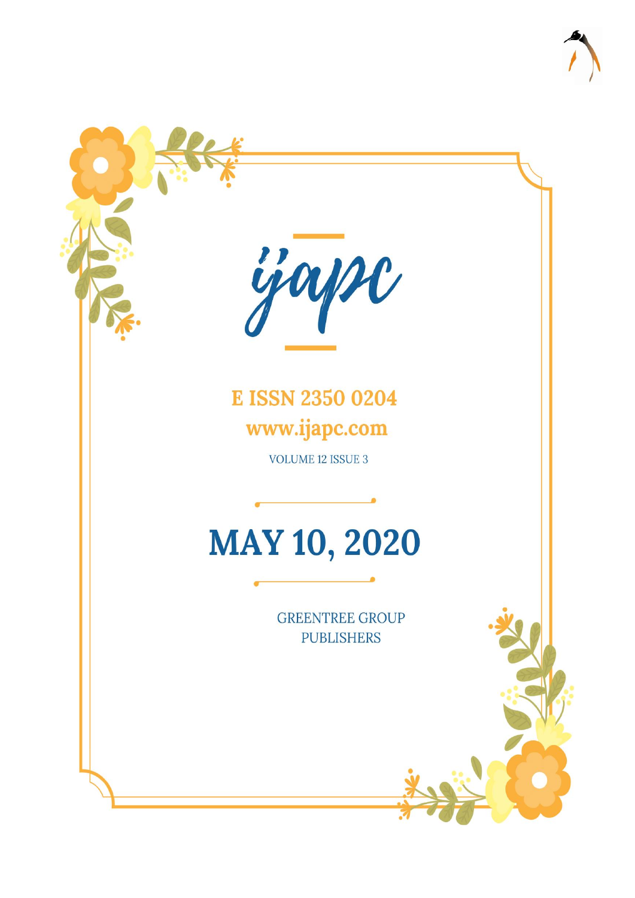# ijapc

**E ISSN 2350 0204**

**www.ijapc.com**

VOLUME 12 ISSUE 3

# MAY 10, 2020

GREENTREE GROUP PUBLISHERS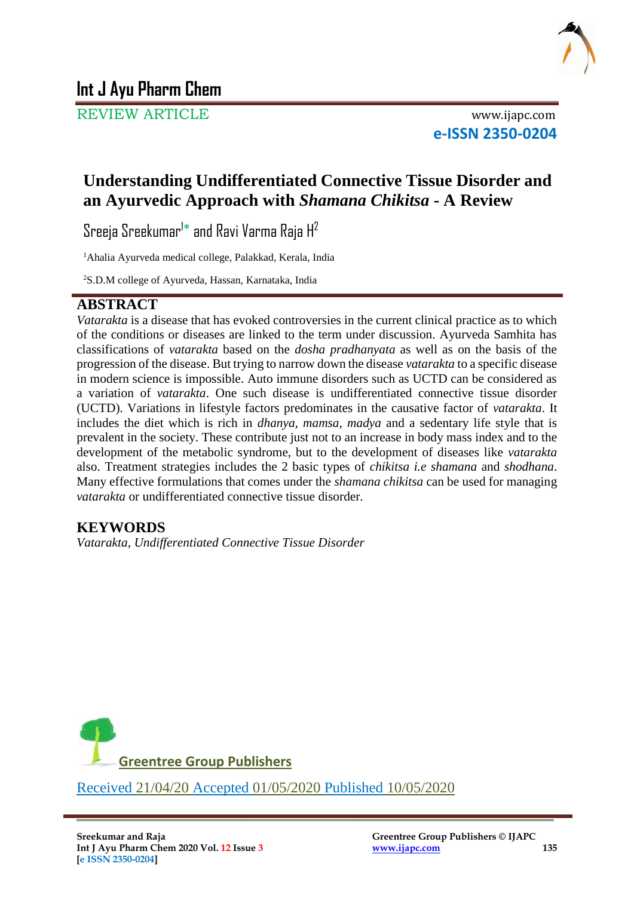# Int J Ayu Pharm Chem

REVIEW ARTICLE

www.ijapc.com

**e-ISSN 2350-0204**

## Understanding Undifferentiated Connective Tissue Disorder and an Ayurvedic Approach with *Shamana Chikitsa* - A Review

Sreeja Sreekumar[1]* and Ravi Varma Raja H[2]

[1]Ahalia Ayurveda medical college, Palakkad, Kerala, India

[2]S.D.M college of Ayurveda, Hassan, Karnataka, India

### ABSTRACT

*Vatarakta* is a disease that has evoked controversies in the current clinical practice as to which of the conditions or diseases are linked to the term under discussion. Ayurveda Samhita has classifications of *vatarakta* based on the *dosha pradhanyata* as well as on the basis of the progression of the disease. But trying to narrow down the disease *vatarakta* to a specific disease in modern science is impossible. Auto immune disorders such as UCTD can be considered as a variation of *vatarakta*. One such disease is undifferentiated connective tissue disorder (UCTD). Variations in lifestyle factors predominates in the causative factor of *vatarakta*. It includes the diet which is rich in *dhanya, mamsa, madya* and a sedentary life style that is prevalent in the society. These contribute just not to an increase in body mass index and to the development of the metabolic syndrome, but to the development of diseases like *vatarakta* also. Treatment strategies includes the 2 basic types of *chikitsa i.e shamana* and *shodhana*. Many effective formulations that comes under the *shamana chikitsa* can be used for managing *vatarakta* or undifferentiated connective tissue disorder.

### KEYWORDS

*Vatarakta, Undifferentiated Connective Tissue Disorder*

Greentree Group Publishers

Received 21/04/20 Accepted 01/05/2020 Published 10/05/2020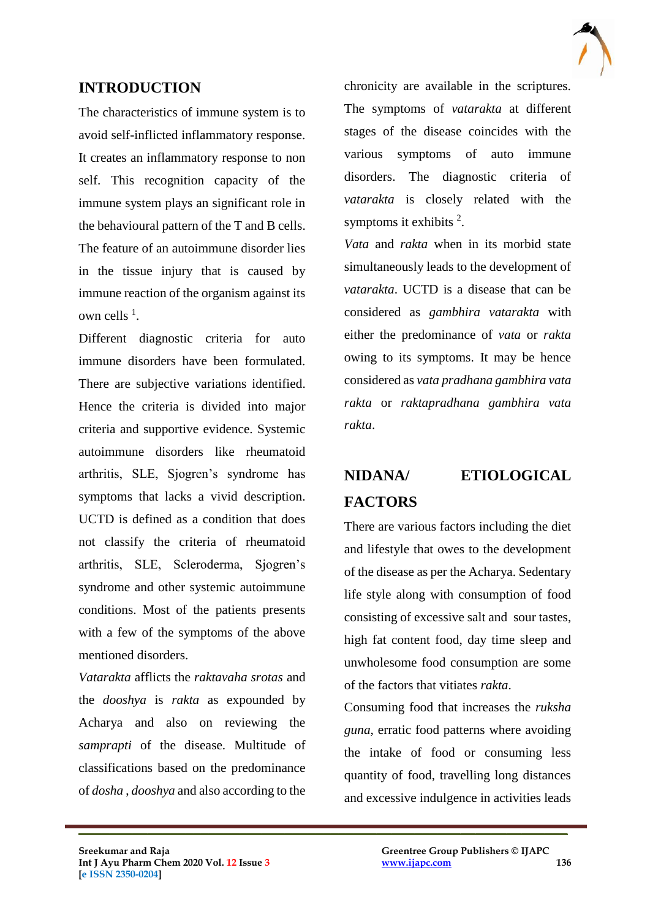## INTRODUCTION

The characteristics of immune system is to avoid self-inflicted inflammatory response. It creates an inflammatory response to non self. This recognition capacity of the immune system plays an significant role in the behavioural pattern of the T and B cells. The feature of an autoimmune disorder lies in the tissue injury that is caused by immune reaction of the organism against its own cells [1].

Different diagnostic criteria for auto immune disorders have been formulated. There are subjective variations identified. Hence the criteria is divided into major criteria and supportive evidence. Systemic autoimmune disorders like rheumatoid arthritis, SLE, Sjogren's syndrome has symptoms that lacks a vivid description. UCTD is defined as a condition that does not classify the criteria of rheumatoid arthritis, SLE, Scleroderma, Sjogren's syndrome and other systemic autoimmune conditions. Most of the patients presents with a few of the symptoms of the above mentioned disorders.

*Vatarakta* afflicts the *raktavaha srotas* and the *dooshya* is *rakta* as expounded by Acharya and also on reviewing the *samprapti* of the disease. Multitude of classifications based on the predominance of *dosha* , *dooshya* and also according to the chronicity are available in the scriptures. The symptoms of *vatarakta* at different stages of the disease coincides with the various symptoms of auto immune disorders. The diagnostic criteria of *vatarakta* is closely related with the symptoms it exhibits [2].

*Vata* and *rakta* when in its morbid state simultaneously leads to the development of *vatarakta*. UCTD is a disease that can be considered as *gambhira vatarakta* with either the predominance of *vata* or *rakta* owing to its symptoms. It may be hence considered as *vata pradhana gambhira vata rakta* or *raktapradhana gambhira vata rakta*.

## NIDANA/ ETIOLOGICAL FACTORS

There are various factors including the diet and lifestyle that owes to the development of the disease as per the Acharya. Sedentary life style along with consumption of food consisting of excessive salt and sour tastes, high fat content food, day time sleep and unwholesome food consumption are some of the factors that vitiates *rakta*.

Consuming food that increases the *ruksha guna*, erratic food patterns where avoiding the intake of food or consuming less quantity of food, travelling long distances and excessive indulgence in activities leads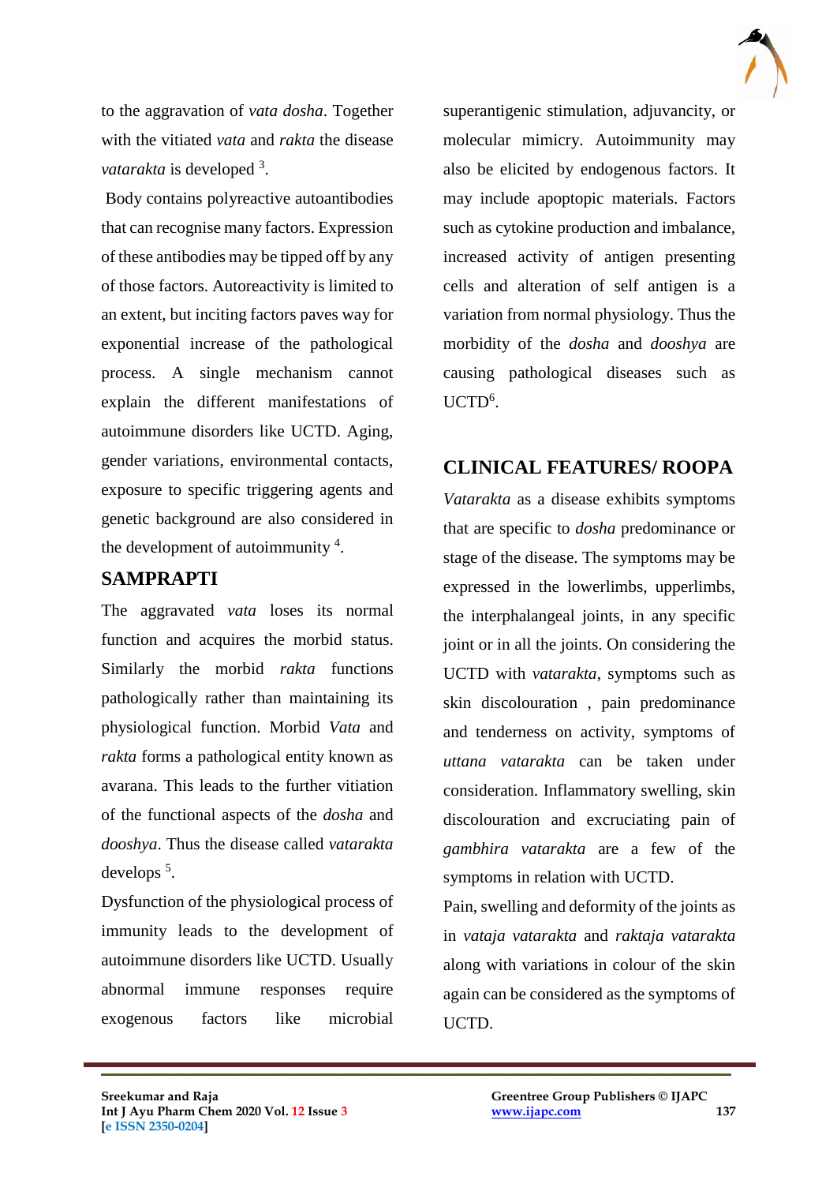to the aggravation of *vata dosha*. Together with the vitiated *vata* and *rakta* the disease *vatarakta* is developed [3].

Body contains polyreactive autoantibodies that can recognise many factors. Expression of these antibodies may be tipped off by any of those factors. Autoreactivity is limited to an extent, but inciting factors paves way for exponential increase of the pathological process. A single mechanism cannot explain the different manifestations of autoimmune disorders like UCTD. Aging, gender variations, environmental contacts, exposure to specific triggering agents and genetic background are also considered in the development of autoimmunity [4].

## SAMPRAPTI

The aggravated *vata* loses its normal function and acquires the morbid status. Similarly the morbid *rakta* functions pathologically rather than maintaining its physiological function. Morbid *Vata* and *rakta* forms a pathological entity known as avarana. This leads to the further vitiation of the functional aspects of the *dosha* and *dooshya*. Thus the disease called *vatarakta* develops [5].

Dysfunction of the physiological process of immunity leads to the development of autoimmune disorders like UCTD. Usually abnormal immune responses require exogenous factors like microbial superantigenic stimulation, adjuvancy, or molecular mimicry. Autoimmunity may also be elicited by endogenous factors. It may include apoptopic materials. Factors such as cytokine production and imbalance, increased activity of antigen presenting cells and alteration of self antigen is a variation from normal physiology. Thus the morbidity of the *dosha* and *dooshya* are causing pathological diseases such as UCTD[6].

## CLINICAL FEATURES/ ROOPA

*Vatarakta* as a disease exhibits symptoms that are specific to *dosha* predominance or stage of the disease. The symptoms may be expressed in the lowerlimbs, upperlimbs, the interphalangeal joints, in any specific joint or in all the joints. On considering the UCTD with *vatarakta*, symptoms such as skin discolouration , pain predominance and tenderness on activity, symptoms of *uttana vatarakta* can be taken under consideration. Inflammatory swelling, skin discolouration and excruciating pain of *gambhira vatarakta* are a few of the symptoms in relation with UCTD.

Pain, swelling and deformity of the joints as in *vataja vatarakta* and *raktaja vatarakta* along with variations in colour of the skin again can be considered as the symptoms of UCTD.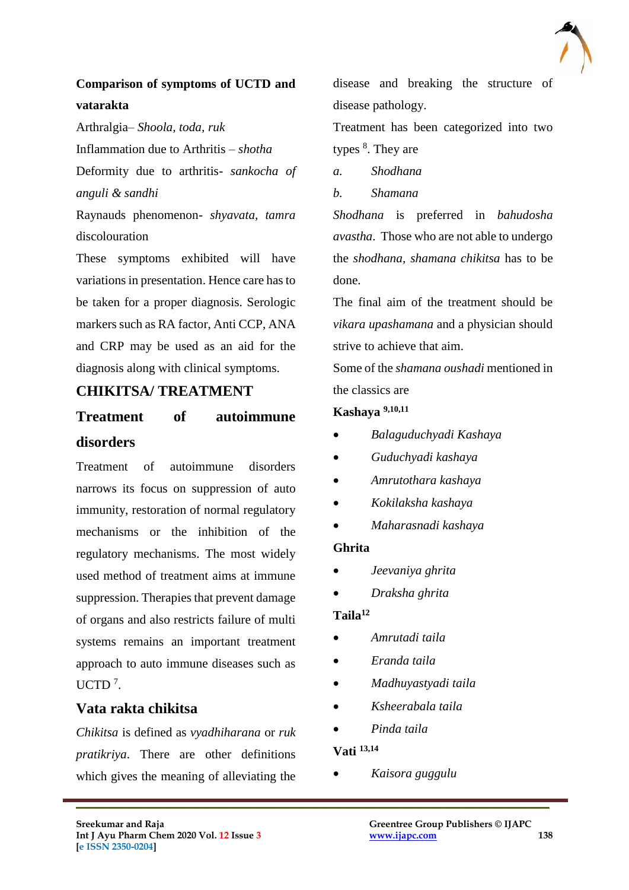**Comparison of symptoms of UCTD and vatarakta**

Arthralgia– *Shoola, toda, ruk*

Inflammation due to Arthritis – *shotha*

Deformity due to arthritis- *sankocha of anguli & sandhi*

Raynauds phenomenon- *shyavata, tamra* discolouration

These symptoms exhibited will have variations in presentation. Hence care has to be taken for a proper diagnosis. Serologic markers such as RA factor, Anti CCP, ANA and CRP may be used as an aid for the diagnosis along with clinical symptoms.

## CHIKITSA/ TREATMENT

### Treatment of autoimmune disorders

Treatment of autoimmune disorders narrows its focus on suppression of auto immunity, restoration of normal regulatory mechanisms or the inhibition of the regulatory mechanisms. The most widely used method of treatment aims at immune suppression. Therapies that prevent damage of organs and also restricts failure of multi systems remains an important treatment approach to auto immune diseases such as UCTD [7].

### Vata rakta chikitsa

*Chikitsa* is defined as *vyadhiharana* or *ruk pratikriya*. There are other definitions which gives the meaning of alleviating the disease and breaking the structure of disease pathology.

Treatment has been categorized into two types [8]. They are

*a.* *Shodhana*

*b.* *Shamana*

*Shodhana* is preferred in *bahudosha avastha*. Those who are not able to undergo the *shodhana*, *shamana chikitsa* has to be done.

The final aim of the treatment should be *vikara upashamana* and a physician should strive to achieve that aim.

Some of the *shamana oushadi* mentioned in the classics are

**Kashaya [9,10,11]**

- *Balaguduchyadi Kashaya*
- *Guduchyadi kashaya*
- *Amrutothara kashaya*
- *Kokilaksha kashaya*
- *Maharasnadi kashaya*

**Ghrita**

- *Jeevaniya ghrita*
- *Draksha ghrita*

**Taila[12]**

- *Amrutadi taila*
- *Eranda taila*
- *Madhuyastyadi taila*
- *Ksheerabala taila*
- *Pinda taila*

**Vati [13,14]**

- *Kaisora guggulu*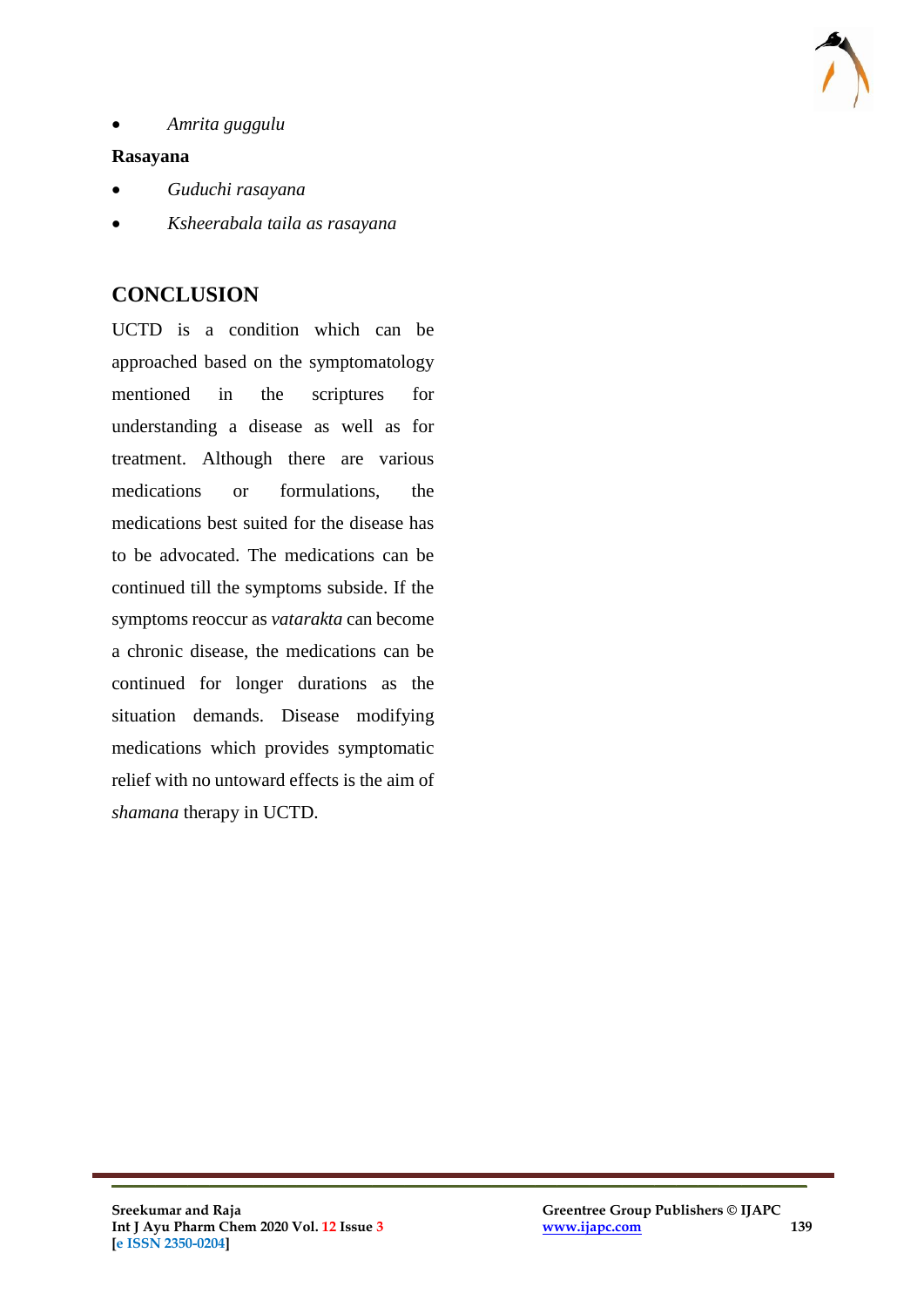- *Amrita guggulu*

**Rasayana**

- *Guduchi rasayana*
- *Ksheerabala taila as rasayana*

## CONCLUSION

UCTD is a condition which can be approached based on the symptomatology mentioned in the scriptures for understanding a disease as well as for treatment. Although there are various medications or formulations, the medications best suited for the disease has to be advocated. The medications can be continued till the symptoms subside. If the symptoms reoccur as *vatarakta* can become a chronic disease, the medications can be continued for longer durations as the situation demands. Disease modifying medications which provides symptomatic relief with no untoward effects is the aim of *shamana* therapy in UCTD.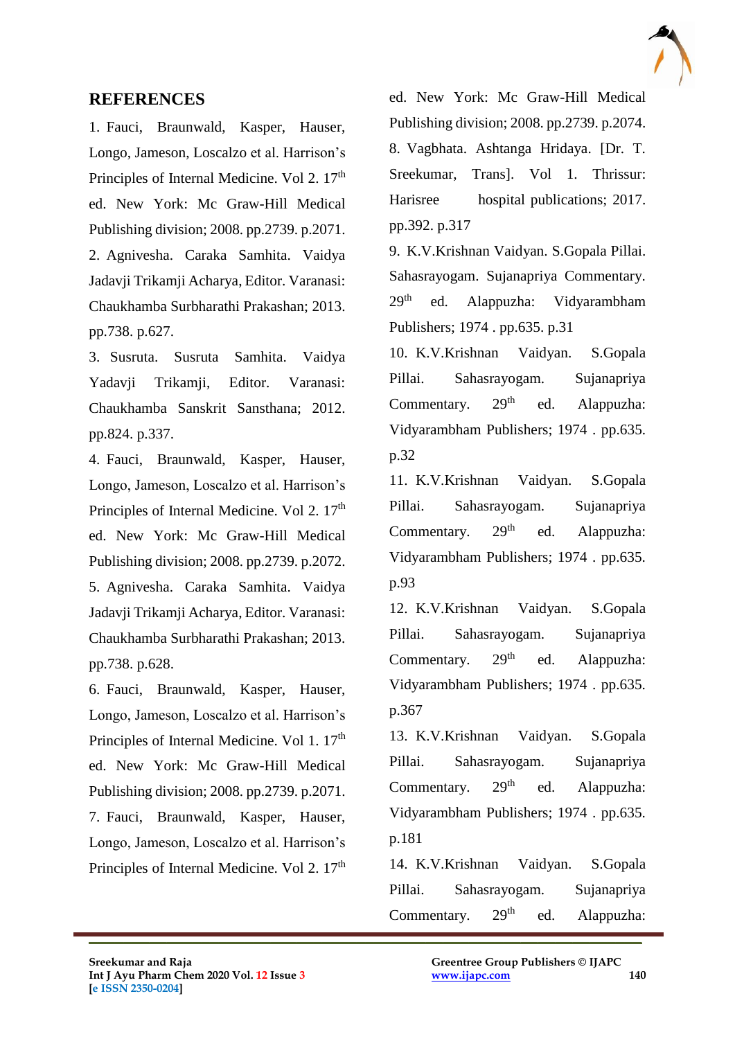## REFERENCES

1. Fauci, Braunwald, Kasper, Hauser, Longo, Jameson, Loscalzo et al. Harrison's Principles of Internal Medicine. Vol 2. 17th ed. New York: Mc Graw-Hill Medical Publishing division; 2008. pp.2739. p.2071.
2. Agnivesha. Caraka Samhita. Vaidya Jadavji Trikamji Acharya, Editor. Varanasi: Chaukhamba Surbharathi Prakashan; 2013. pp.738. p.627.
3. Susruta. Susruta Samhita. Vaidya Yadavji Trikamji, Editor. Varanasi: Chaukhamba Sanskrit Sansthana; 2012. pp.824. p.337.
4. Fauci, Braunwald, Kasper, Hauser, Longo, Jameson, Loscalzo et al. Harrison's Principles of Internal Medicine. Vol 2. 17th ed. New York: Mc Graw-Hill Medical Publishing division; 2008. pp.2739. p.2072.
5. Agnivesha. Caraka Samhita. Vaidya Jadavji Trikamji Acharya, Editor. Varanasi: Chaukhamba Surbharathi Prakashan; 2013. pp.738. p.628.
6. Fauci, Braunwald, Kasper, Hauser, Longo, Jameson, Loscalzo et al. Harrison's Principles of Internal Medicine. Vol 1. 17th ed. New York: Mc Graw-Hill Medical Publishing division; 2008. pp.2739. p.2071.
7. Fauci, Braunwald, Kasper, Hauser, Longo, Jameson, Loscalzo et al. Harrison's Principles of Internal Medicine. Vol 2. 17th ed. New York: Mc Graw-Hill Medical Publishing division; 2008. pp.2739. p.2074.
8. Vagbhata. Ashtanga Hridaya. [Dr. T. Sreekumar, Trans]. Vol 1. Thrissur: Harisree hospital publications; 2017. pp.392. p.317
9. K.V.Krishnan Vaidyan. S.Gopala Pillai. Sahasrayogam. Sujanapriya Commentary. 29th ed. Alappuzha: Vidyarambham Publishers; 1974 . pp.635. p.31
10. K.V.Krishnan Vaidyan. S.Gopala Pillai. Sahasrayogam. Sujanapriya Commentary. 29th ed. Alappuzha: Vidyarambham Publishers; 1974 . pp.635. p.32
11. K.V.Krishnan Vaidyan. S.Gopala Pillai. Sahasrayogam. Sujanapriya Commentary. 29th ed. Alappuzha: Vidyarambham Publishers; 1974 . pp.635. p.93
12. K.V.Krishnan Vaidyan. S.Gopala Pillai. Sahasrayogam. Sujanapriya Commentary. 29th ed. Alappuzha: Vidyarambham Publishers; 1974 . pp.635. p.367
13. K.V.Krishnan Vaidyan. S.Gopala Pillai. Sahasrayogam. Sujanapriya Commentary. 29th ed. Alappuzha: Vidyarambham Publishers; 1974 . pp.635. p.181
14. K.V.Krishnan Vaidyan. S.Gopala Pillai. Sahasrayogam. Sujanapriya Commentary. 29th ed. Alappuzha: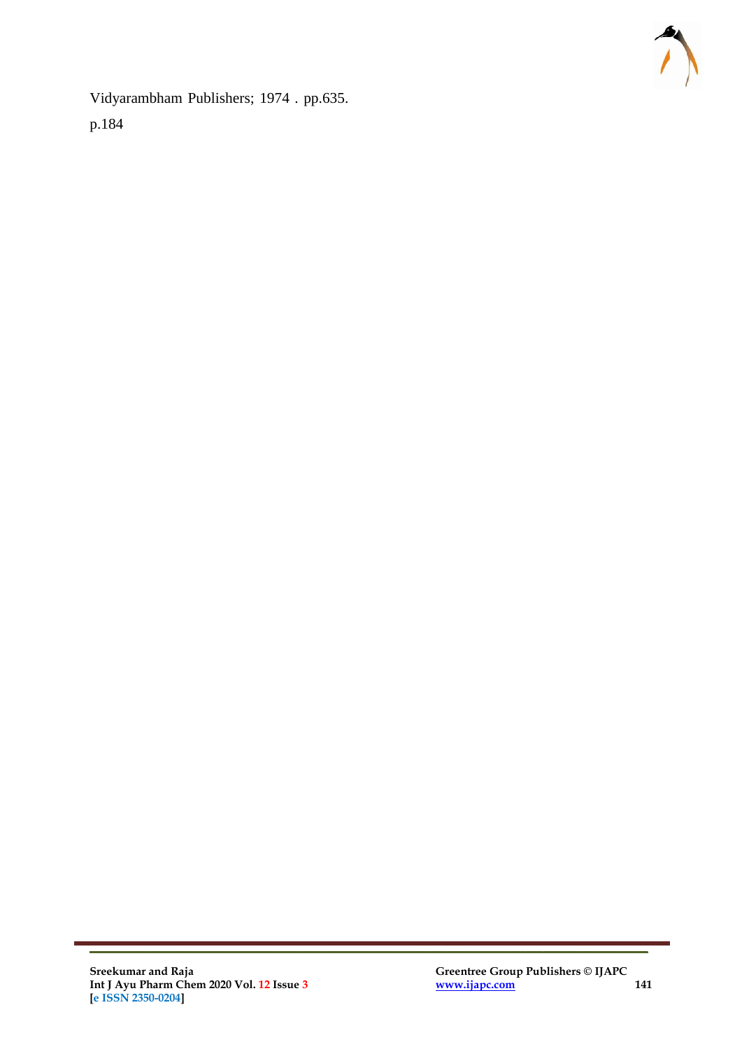Vidyarambham Publishers; 1974 . pp.635.

p.184